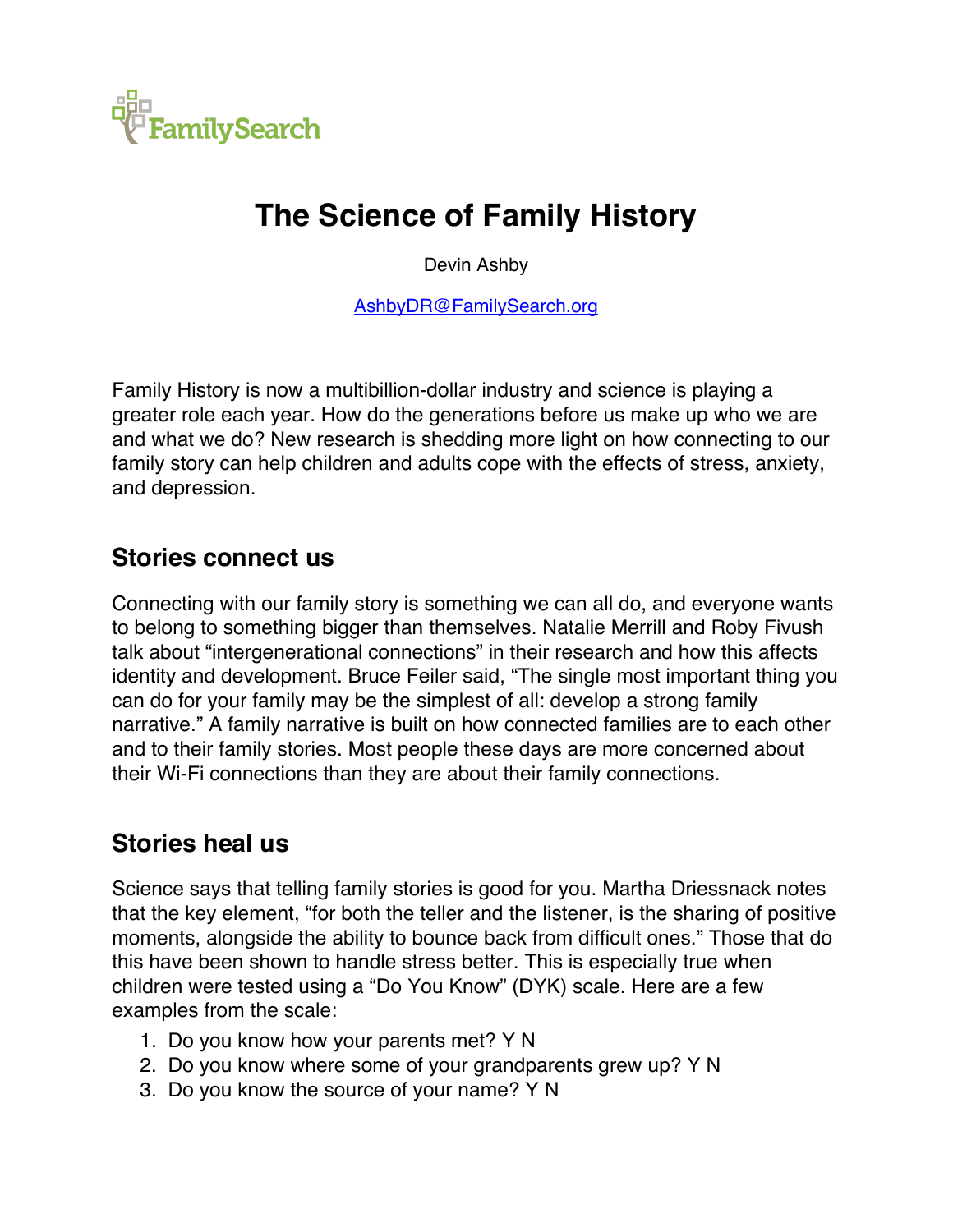FamilySearch

# The Science of Family History

Devin Ashby

AshbyDR@FamilySearch.org

Family History is now a multibillion-dollar industry and science is playing a greater role each year. How do the generations before us make up who we are and what we do? New research is shedding more light on how connecting to our family story can help children and adults cope with the effects of stress, anxiety, and depression.

## Stories connect us

Connecting with our family story is something we can all do, and everyone wants to belong to something bigger than themselves. Natalie Merrill and Roby Fivush talk about "intergenerational connections" in their research and how this affects identity and development. Bruce Feiler said, "The single most important thing you can do for your family may be the simplest of all: develop a strong family narrative." A family narrative is built on how connected families are to each other and to their family stories. Most people these days are more concerned about their Wi-Fi connections than they are about their family connections.

## Stories heal us

Science says that telling family stories is good for you. Martha Driessnack notes that the key element, "for both the teller and the listener, is the sharing of positive moments, alongside the ability to bounce back from difficult ones." Those that do this have been shown to handle stress better. This is especially true when children were tested using a "Do You Know" (DYK) scale. Here are a few examples from the scale:

1. Do you know how your parents met? Y N
2. Do you know where some of your grandparents grew up? Y N
3. Do you know the source of your name? Y N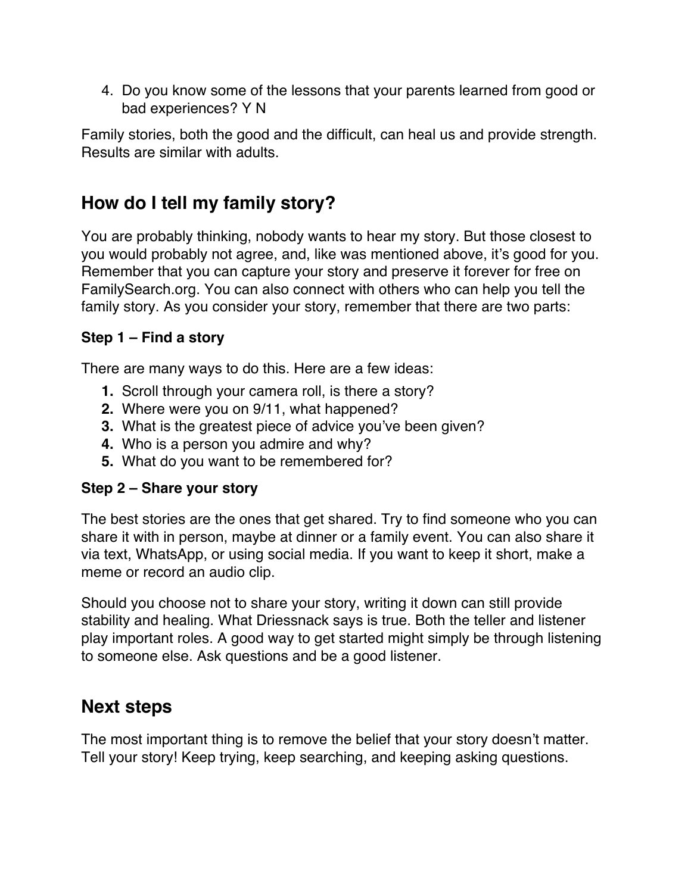4. Do you know some of the lessons that your parents learned from good or bad experiences? Y N

Family stories, both the good and the difficult, can heal us and provide strength. Results are similar with adults.

## How do I tell my family story?

You are probably thinking, nobody wants to hear my story. But those closest to you would probably not agree, and, like was mentioned above, it's good for you. Remember that you can capture your story and preserve it forever for free on FamilySearch.org. You can also connect with others who can help you tell the family story. As you consider your story, remember that there are two parts:

### Step 1 – Find a story

There are many ways to do this. Here are a few ideas:

1. Scroll through your camera roll, is there a story?
2. Where were you on 9/11, what happened?
3. What is the greatest piece of advice you've been given?
4. Who is a person you admire and why?
5. What do you want to be remembered for?

### Step 2 – Share your story

The best stories are the ones that get shared. Try to find someone who you can share it with in person, maybe at dinner or a family event. You can also share it via text, WhatsApp, or using social media. If you want to keep it short, make a meme or record an audio clip.

Should you choose not to share your story, writing it down can still provide stability and healing. What Driessnack says is true. Both the teller and listener play important roles. A good way to get started might simply be through listening to someone else. Ask questions and be a good listener.

## Next steps

The most important thing is to remove the belief that your story doesn't matter. Tell your story! Keep trying, keep searching, and keeping asking questions.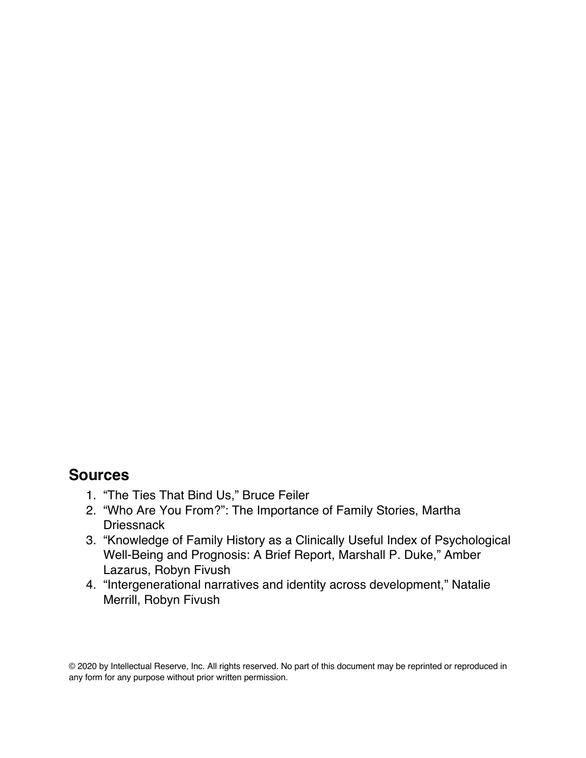## Sources

1. “The Ties That Bind Us,” Bruce Feiler
2. “Who Are You From?”: The Importance of Family Stories, Martha Driessnack
3. “Knowledge of Family History as a Clinically Useful Index of Psychological Well-Being and Prognosis: A Brief Report, Marshall P. Duke,” Amber Lazarus, Robyn Fivush
4. “Intergenerational narratives and identity across development,” Natalie Merrill, Robyn Fivush

© 2020 by Intellectual Reserve, Inc. All rights reserved. No part of this document may be reprinted or reproduced in any form for any purpose without prior written permission.